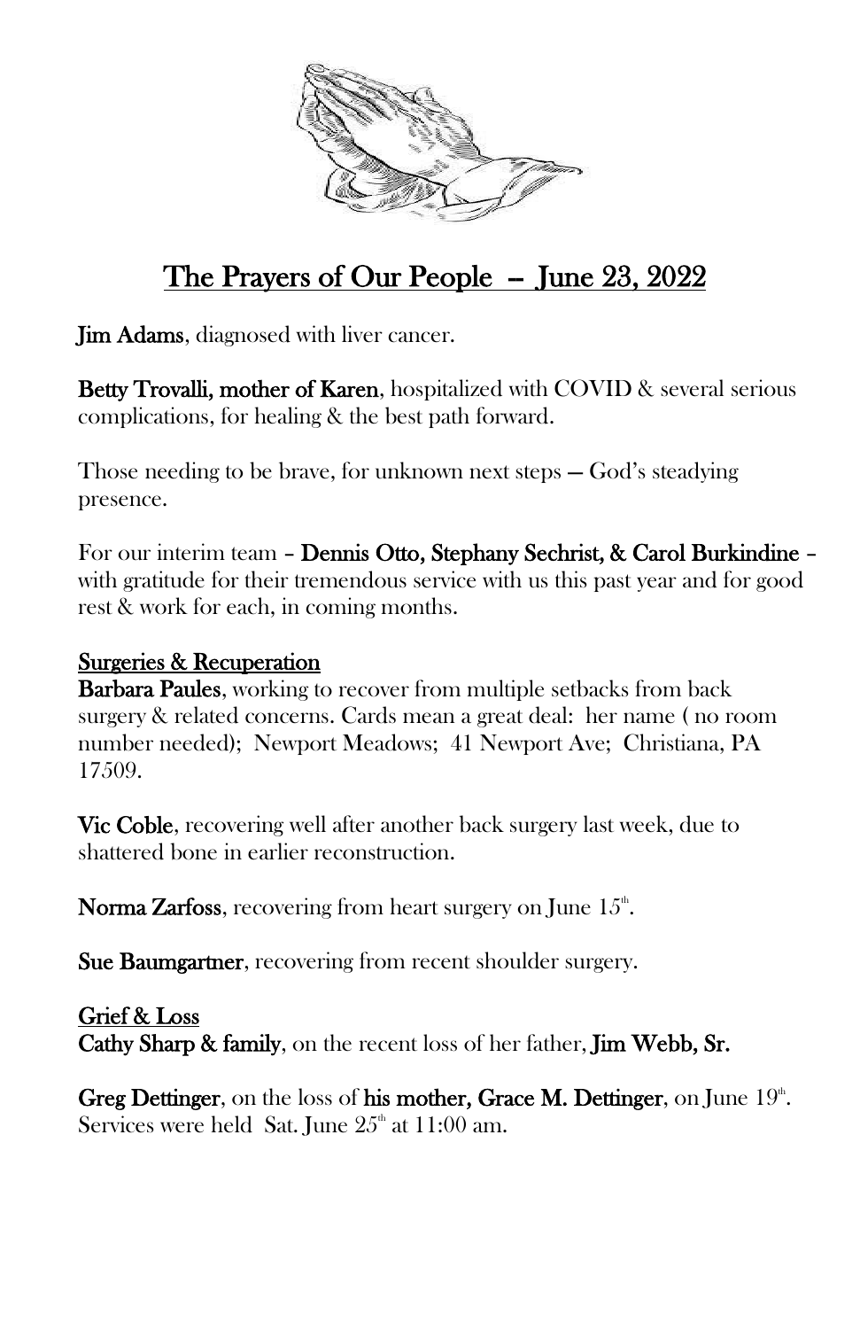# The Prayers of Our People – June 23, 2022

**Jim Adams**, diagnosed with liver cancer.

**Betty Trovalli, mother of Karen**, hospitalized with COVID & several serious complications, for healing & the best path forward.

Those needing to be brave, for unknown next steps — God's steadying presence.

For our interim team – **Dennis Otto, Stephany Sechrist, & Carol Burkindine** – with gratitude for their tremendous service with us this past year and for good rest & work for each, in coming months.

## Surgeries & Recuperation

**Barbara Paules**, working to recover from multiple setbacks from back surgery & related concerns. Cards mean a great deal: her name ( no room number needed); Newport Meadows; 41 Newport Ave; Christiana, PA 17509.

**Vic Coble**, recovering well after another back surgery last week, due to shattered bone in earlier reconstruction.

**Norma Zarfoss**, recovering from heart surgery on June 15th.

**Sue Baumgartner**, recovering from recent shoulder surgery.

## Grief & Loss

**Cathy Sharp & family**, on the recent loss of her father, **Jim Webb, Sr.**

**Greg Dettinger**, on the loss of **his mother, Grace M. Dettinger**, on June 19th. Services were held Sat. June 25th at 11:00 am.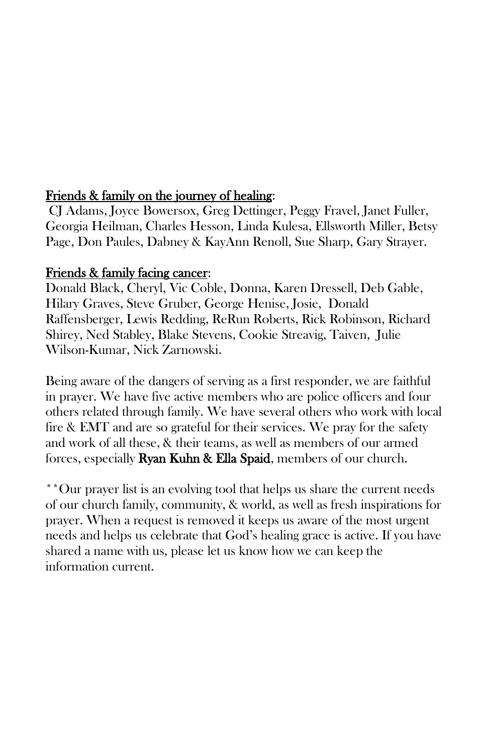<u>Friends & family on the journey of healing</u>:

CJ Adams, Joyce Bowersox, Greg Dettinger, Peggy Fravel, Janet Fuller, Georgia Heilman, Charles Hesson, Linda Kulesa, Ellsworth Miller, Betsy Page, Don Paules, Dabney & KayAnn Renoll, Sue Sharp, Gary Strayer.

<u>Friends & family facing cancer</u>:

Donald Black, Cheryl, Vic Coble, Donna, Karen Dressell, Deb Gable, Hilary Graves, Steve Gruber, George Henise, Josie, Donald Raffensberger, Lewis Redding, ReRun Roberts, Rick Robinson, Richard Shirey, Ned Stabley, Blake Stevens, Cookie Streavig, Taiven, Julie Wilson-Kumar, Nick Zarnowski.

Being aware of the dangers of serving as a first responder, we are faithful in prayer. We have five active members who are police officers and four others related through family. We have several others who work with local fire & EMT and are so grateful for their services. We pray for the safety and work of all these, & their teams, as well as members of our armed forces, especially **Ryan Kuhn & Ella Spaid**, members of our church.

**Our prayer list is an evolving tool that helps us share the current needs of our church family, community, & world, as well as fresh inspirations for prayer. When a request is removed it keeps us aware of the most urgent needs and helps us celebrate that God's healing grace is active. If you have shared a name with us, please let us know how we can keep the information current.